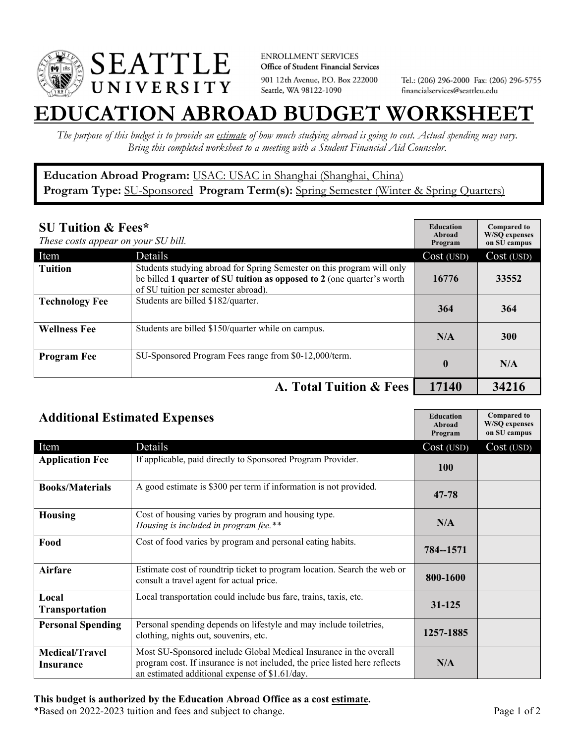SEATTLE UNIVERSITY

ENROLLMENT SERVICES
**Office of Student Financial Services**
901 12th Avenue, P.O. Box 222000
Seattle, WA 98122-1090

Tel.: (206) 296-2000 Fax: (206) 296-5755
financialservices@seattleu.edu

# EDUCATION ABROAD BUDGET WORKSHEET

*The purpose of this budget is to provide an estimate of how much studying abroad is going to cost. Actual spending may vary. Bring this completed worksheet to a meeting with a Student Financial Aid Counselor.*

**Education Abroad Program:** USAC: USAC in Shanghai (Shanghai, China)
**Program Type:** SU-Sponsored **Program Term(s):** Spring Semester (Winter & Spring Quarters)

## SU Tuition & Fees*

*These costs appear on your SU bill.*

| Item | Details | Education Abroad Program Cost (USD) | Compared to W/SQ expenses on SU campus Cost (USD) |
|---|---|---|---|
| **Tuition** | Students studying abroad for Spring Semester on this program will only be billed **1 quarter of SU tuition as opposed to 2** (one quarter's worth of SU tuition per semester abroad). | 16776 | 33552 |
| **Technology Fee** | Students are billed $182/quarter. | 364 | 364 |
| **Wellness Fee** | Students are billed $150/quarter while on campus. | N/A | 300 |
| **Program Fee** | SU-Sponsored Program Fees range from $0-12,000/term. | 0 | N/A |
| | **A. Total Tuition & Fees** | **17140** | **34216** |

## Additional Estimated Expenses

| Item | Details | Education Abroad Program Cost (USD) | Compared to W/SQ expenses on SU campus Cost (USD) |
|---|---|---|---|
| **Application Fee** | If applicable, paid directly to Sponsored Program Provider. | 100 | |
| **Books/Materials** | A good estimate is $300 per term if information is not provided. | 47-78 | |
| **Housing** | Cost of housing varies by program and housing type. *Housing is included in program fee.** * | N/A | |
| **Food** | Cost of food varies by program and personal eating habits. | 784--1571 | |
| **Airfare** | Estimate cost of roundtrip ticket to program location. Search the web or consult a travel agent for actual price. | 800-1600 | |
| **Local Transportation** | Local transportation could include bus fare, trains, taxis, etc. | 31-125 | |
| **Personal Spending** | Personal spending depends on lifestyle and may include toiletries, clothing, nights out, souvenirs, etc. | 1257-1885 | |
| **Medical/Travel Insurance** | Most SU-Sponsored include Global Medical Insurance in the overall program cost. If insurance is not included, the price listed here reflects an estimated additional expense of $1.61/day. | N/A | |

**This budget is authorized by the Education Abroad Office as a cost estimate.**
*Based on 2022-2023 tuition and fees and subject to change.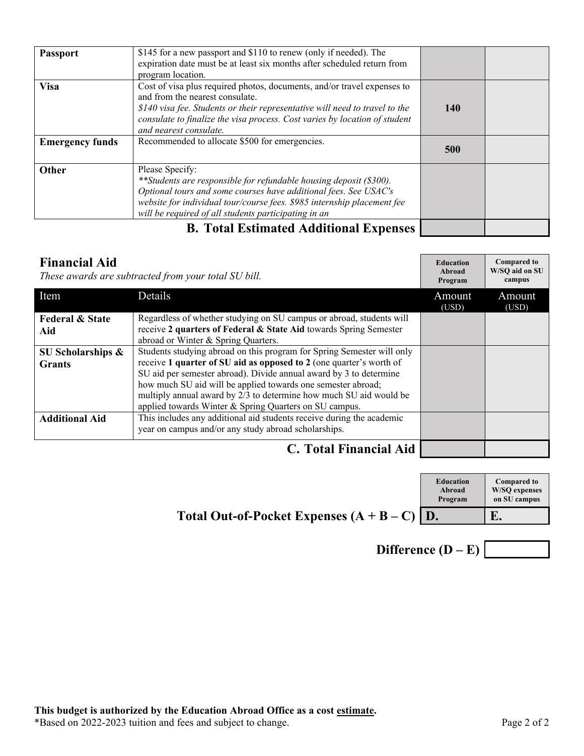| | | | |
|---|---|---|---|
| **Passport** | $145 for a new passport and $110 to renew (only if needed). The expiration date must be at least six months after scheduled return from program location. | | |
| **Visa** | Cost of visa plus required photos, documents, and/or travel expenses to and from the nearest consulate. *$140 visa fee. Students or their representative will need to travel to the consulate to finalize the visa process. Cost varies by location of student and nearest consulate.* | **140** | |
| **Emergency funds** | Recommended to allocate $500 for emergencies. | **500** | |
| **Other** | Please Specify: *\*\*Students are responsible for refundable housing deposit ($300). Optional tours and some courses have additional fees. See USAC's website for individual tour/course fees. $985 internship placement fee will be required of all students participating in an* | | |
| | **B. Total Estimated Additional Expenses** | | |

## Financial Aid

*These awards are subtracted from your total SU bill.*

| Item | Details | Education Abroad Program Amount (USD) | Compared to W/SQ aid on SU campus Amount (USD) |
|---|---|---|---|
| **Federal & State Aid** | Regardless of whether studying on SU campus or abroad, students will receive **2 quarters of Federal & State Aid** towards Spring Semester abroad or Winter & Spring Quarters. | | |
| **SU Scholarships & Grants** | Students studying abroad on this program for Spring Semester will only receive **1 quarter of SU aid as opposed to 2** (one quarter's worth of SU aid per semester abroad). Divide annual award by 3 to determine how much SU aid will be applied towards one semester abroad; multiply annual award by 2/3 to determine how much SU aid would be applied towards Winter & Spring Quarters on SU campus. | | |
| **Additional Aid** | This includes any additional aid students receive during the academic year on campus and/or any study abroad scholarships. | | |
| | **C. Total Financial Aid** | | |

| | Education Abroad Program | Compared to W/SQ expenses on SU campus |
|---|---|---|
| **Total Out-of-Pocket Expenses (A + B – C)** | **D.** | **E.** |

| | |
|---|---|
| **Difference (D – E)** | |

**This budget is authorized by the Education Abroad Office as a cost estimate.**

\*Based on 2022-2023 tuition and fees and subject to change.